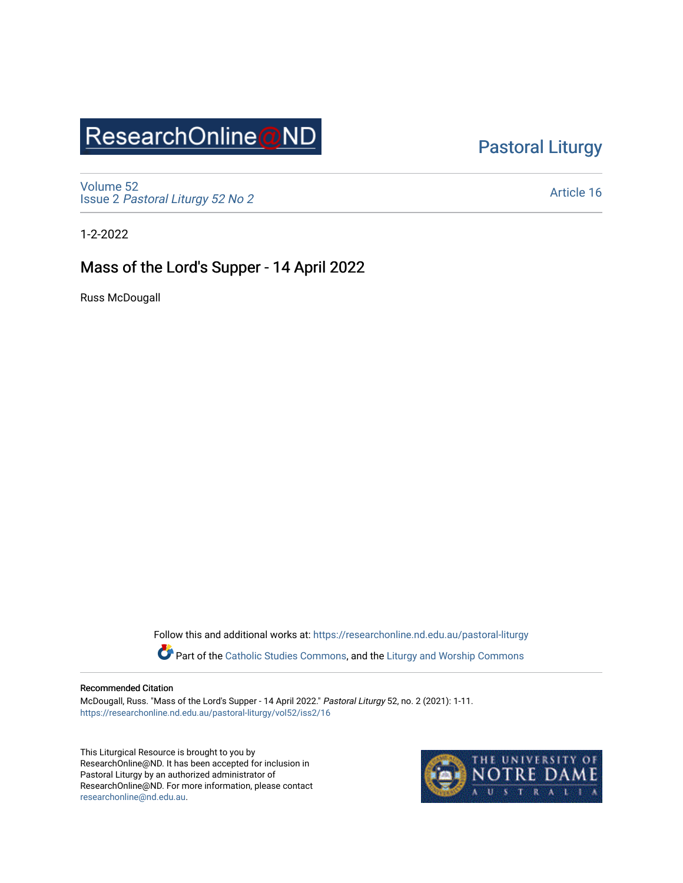ResearchOnline@ND

Pastoral Liturgy

Volume 52
Issue 2 *Pastoral Liturgy 52 No 2*

Article 16

1-2-2022

# Mass of the Lord's Supper - 14 April 2022

Russ McDougall

Follow this and additional works at: https://researchonline.nd.edu.au/pastoral-liturgy

Part of the Catholic Studies Commons, and the Liturgy and Worship Commons

**Recommended Citation**
McDougall, Russ. "Mass of the Lord's Supper - 14 April 2022." *Pastoral Liturgy* 52, no. 2 (2021): 1-11.
https://researchonline.nd.edu.au/pastoral-liturgy/vol52/iss2/16

This Liturgical Resource is brought to you by ResearchOnline@ND. It has been accepted for inclusion in Pastoral Liturgy by an authorized administrator of ResearchOnline@ND. For more information, please contact researchonline@nd.edu.au.

THE UNIVERSITY OF NOTRE DAME AUSTRALIA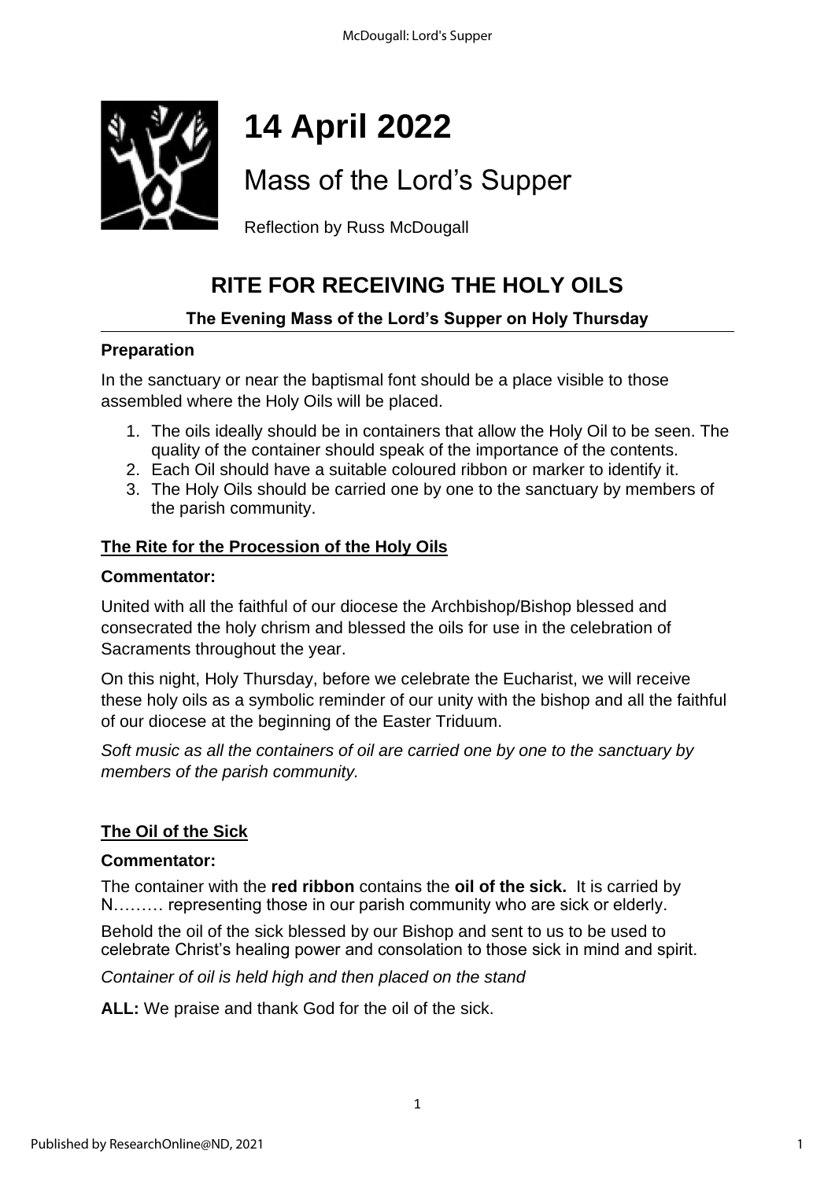# 14 April 2022

## Mass of the Lord's Supper

Reflection by Russ McDougall

## RITE FOR RECEIVING THE HOLY OILS

### The Evening Mass of the Lord's Supper on Holy Thursday

**Preparation**

In the sanctuary or near the baptismal font should be a place visible to those assembled where the Holy Oils will be placed.

1. The oils ideally should be in containers that allow the Holy Oil to be seen. The quality of the container should speak of the importance of the contents.
2. Each Oil should have a suitable coloured ribbon or marker to identify it.
3. The Holy Oils should be carried one by one to the sanctuary by members of the parish community.

**The Rite for the Procession of the Holy Oils**

**Commentator:**

United with all the faithful of our diocese the Archbishop/Bishop blessed and consecrated the holy chrism and blessed the oils for use in the celebration of Sacraments throughout the year.

On this night, Holy Thursday, before we celebrate the Eucharist, we will receive these holy oils as a symbolic reminder of our unity with the bishop and all the faithful of our diocese at the beginning of the Easter Triduum.

*Soft music as all the containers of oil are carried one by one to the sanctuary by members of the parish community.*

**The Oil of the Sick**

**Commentator:**

The container with the **red ribbon** contains the **oil of the sick.** It is carried by N……… representing those in our parish community who are sick or elderly.

Behold the oil of the sick blessed by our Bishop and sent to us to be used to celebrate Christ's healing power and consolation to those sick in mind and spirit.

*Container of oil is held high and then placed on the stand*

**ALL:** We praise and thank God for the oil of the sick.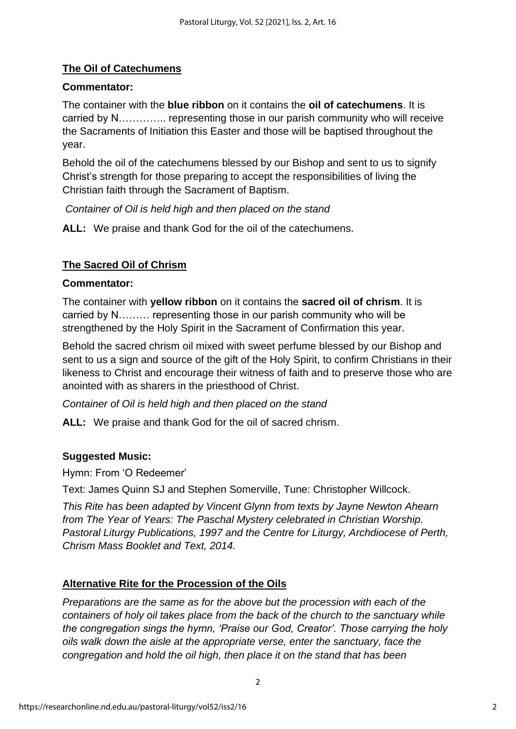## The Oil of Catechumens

**Commentator:**

The container with the **blue ribbon** on it contains the **oil of catechumens**. It is carried by N………….. representing those in our parish community who will receive the Sacraments of Initiation this Easter and those will be baptised throughout the year.

Behold the oil of the catechumens blessed by our Bishop and sent to us to signify Christ's strength for those preparing to accept the responsibilities of living the Christian faith through the Sacrament of Baptism.

*Container of Oil is held high and then placed on the stand*

**ALL:** We praise and thank God for the oil of the catechumens.

## The Sacred Oil of Chrism

**Commentator:**

The container with **yellow ribbon** on it contains the **sacred oil of chrism**. It is carried by N……… representing those in our parish community who will be strengthened by the Holy Spirit in the Sacrament of Confirmation this year.

Behold the sacred chrism oil mixed with sweet perfume blessed by our Bishop and sent to us a sign and source of the gift of the Holy Spirit, to confirm Christians in their likeness to Christ and encourage their witness of faith and to preserve those who are anointed with as sharers in the priesthood of Christ.

*Container of Oil is held high and then placed on the stand*

**ALL:** We praise and thank God for the oil of sacred chrism.

**Suggested Music:**

Hymn: From 'O Redeemer'

Text: James Quinn SJ and Stephen Somerville, Tune: Christopher Willcock.

*This Rite has been adapted by Vincent Glynn from texts by Jayne Newton Ahearn from The Year of Years: The Paschal Mystery celebrated in Christian Worship. Pastoral Liturgy Publications, 1997 and the Centre for Liturgy, Archdiocese of Perth, Chrism Mass Booklet and Text, 2014.*

## Alternative Rite for the Procession of the Oils

*Preparations are the same as for the above but the procession with each of the containers of holy oil takes place from the back of the church to the sanctuary while the congregation sings the hymn, 'Praise our God, Creator'. Those carrying the holy oils walk down the aisle at the appropriate verse, enter the sanctuary, face the congregation and hold the oil high, then place it on the stand that has been*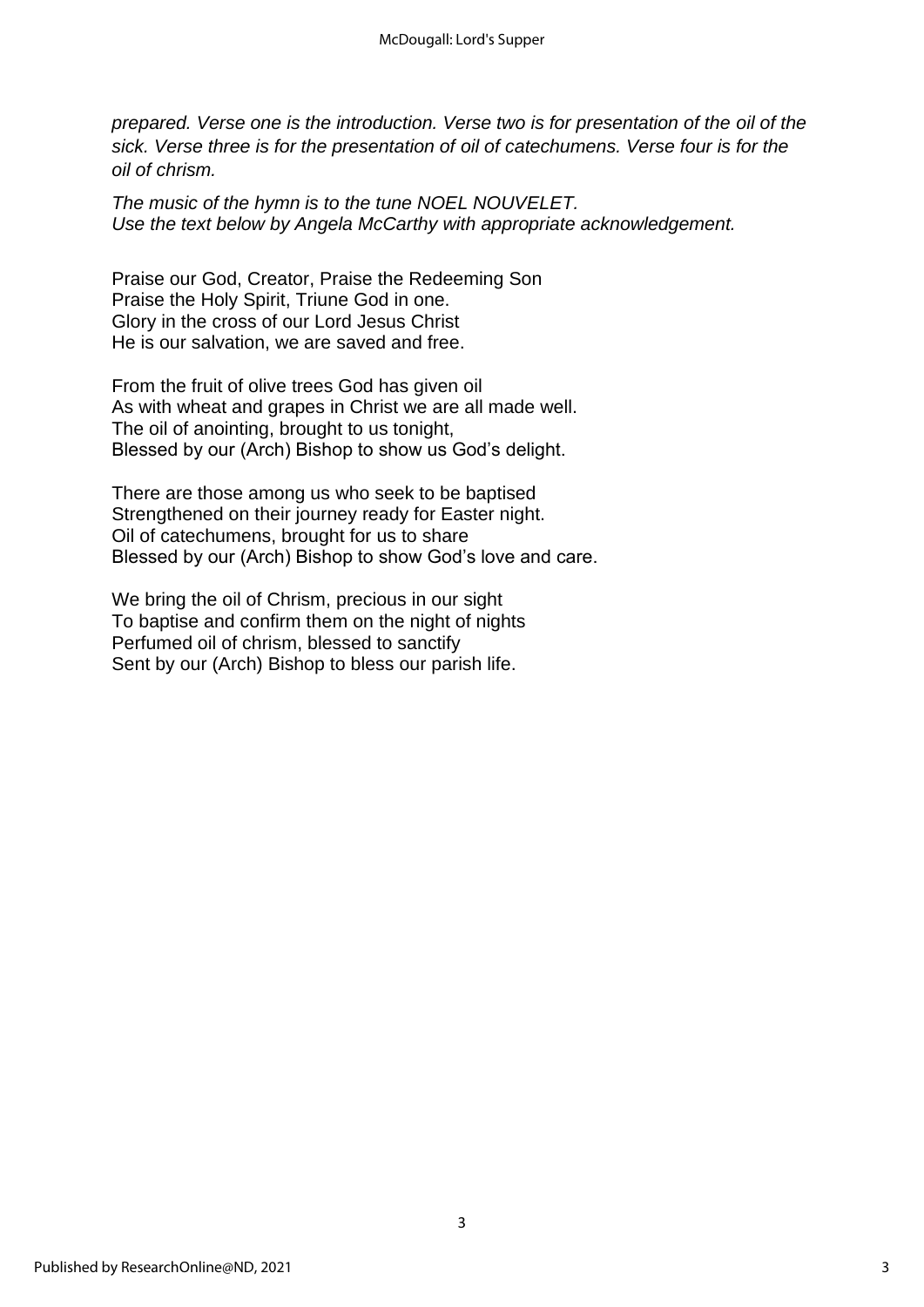*prepared. Verse one is the introduction. Verse two is for presentation of the oil of the sick. Verse three is for the presentation of oil of catechumens. Verse four is for the oil of chrism.*

*The music of the hymn is to the tune NOEL NOUVELET.*
*Use the text below by Angela McCarthy with appropriate acknowledgement.*

Praise our God, Creator, Praise the Redeeming Son
Praise the Holy Spirit, Triune God in one.
Glory in the cross of our Lord Jesus Christ
He is our salvation, we are saved and free.

From the fruit of olive trees God has given oil
As with wheat and grapes in Christ we are all made well.
The oil of anointing, brought to us tonight,
Blessed by our (Arch) Bishop to show us God's delight.

There are those among us who seek to be baptised
Strengthened on their journey ready for Easter night.
Oil of catechumens, brought for us to share
Blessed by our (Arch) Bishop to show God's love and care.

We bring the oil of Chrism, precious in our sight
To baptise and confirm them on the night of nights
Perfumed oil of chrism, blessed to sanctify
Sent by our (Arch) Bishop to bless our parish life.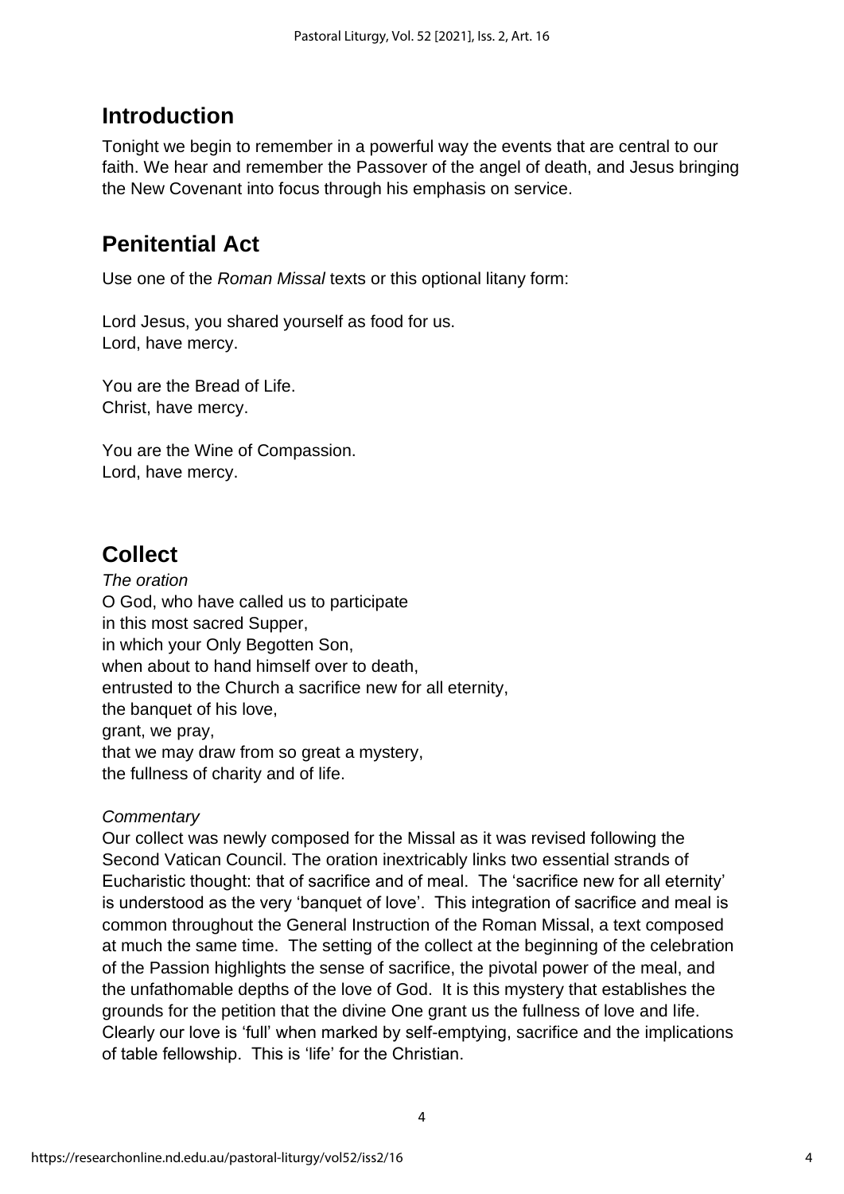## Introduction

Tonight we begin to remember in a powerful way the events that are central to our faith. We hear and remember the Passover of the angel of death, and Jesus bringing the New Covenant into focus through his emphasis on service.

## Penitential Act

Use one of the *Roman Missal* texts or this optional litany form:

Lord Jesus, you shared yourself as food for us.
Lord, have mercy.

You are the Bread of Life.
Christ, have mercy.

You are the Wine of Compassion.
Lord, have mercy.

## Collect

*The oration*

O God, who have called us to participate
in this most sacred Supper,
in which your Only Begotten Son,
when about to hand himself over to death,
entrusted to the Church a sacrifice new for all eternity,
the banquet of his love,
grant, we pray,
that we may draw from so great a mystery,
the fullness of charity and of life.

*Commentary*

Our collect was newly composed for the Missal as it was revised following the Second Vatican Council. The oration inextricably links two essential strands of Eucharistic thought: that of sacrifice and of meal. The 'sacrifice new for all eternity' is understood as the very 'banquet of love'. This integration of sacrifice and meal is common throughout the General Instruction of the Roman Missal, a text composed at much the same time. The setting of the collect at the beginning of the celebration of the Passion highlights the sense of sacrifice, the pivotal power of the meal, and the unfathomable depths of the love of God. It is this mystery that establishes the grounds for the petition that the divine One grant us the fullness of love and life. Clearly our love is 'full' when marked by self-emptying, sacrifice and the implications of table fellowship. This is 'life' for the Christian.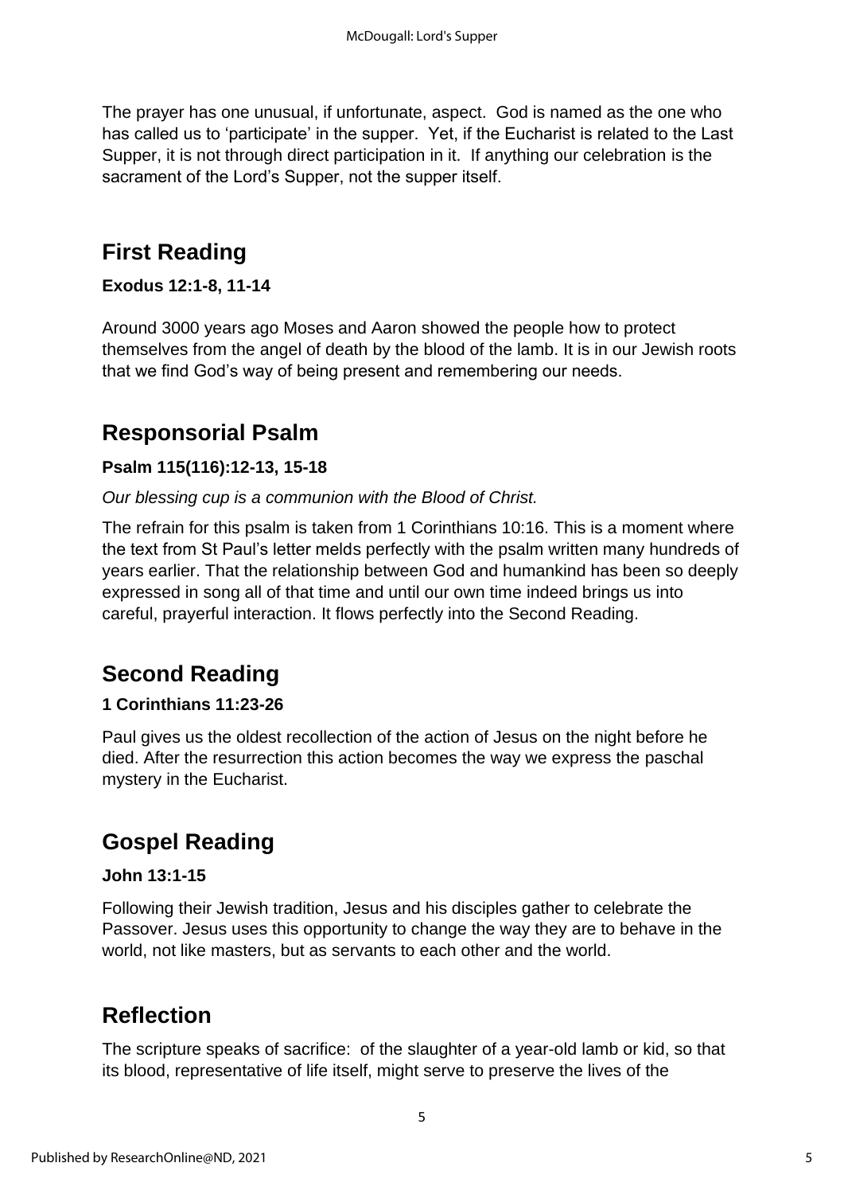The prayer has one unusual, if unfortunate, aspect. God is named as the one who has called us to 'participate' in the supper. Yet, if the Eucharist is related to the Last Supper, it is not through direct participation in it. If anything our celebration is the sacrament of the Lord's Supper, not the supper itself.

## First Reading

**Exodus 12:1-8, 11-14**

Around 3000 years ago Moses and Aaron showed the people how to protect themselves from the angel of death by the blood of the lamb. It is in our Jewish roots that we find God's way of being present and remembering our needs.

## Responsorial Psalm

**Psalm 115(116):12-13, 15-18**

*Our blessing cup is a communion with the Blood of Christ.*

The refrain for this psalm is taken from 1 Corinthians 10:16. This is a moment where the text from St Paul's letter melds perfectly with the psalm written many hundreds of years earlier. That the relationship between God and humankind has been so deeply expressed in song all of that time and until our own time indeed brings us into careful, prayerful interaction. It flows perfectly into the Second Reading.

## Second Reading

**1 Corinthians 11:23-26**

Paul gives us the oldest recollection of the action of Jesus on the night before he died. After the resurrection this action becomes the way we express the paschal mystery in the Eucharist.

## Gospel Reading

**John 13:1-15**

Following their Jewish tradition, Jesus and his disciples gather to celebrate the Passover. Jesus uses this opportunity to change the way they are to behave in the world, not like masters, but as servants to each other and the world.

## Reflection

The scripture speaks of sacrifice: of the slaughter of a year-old lamb or kid, so that its blood, representative of life itself, might serve to preserve the lives of the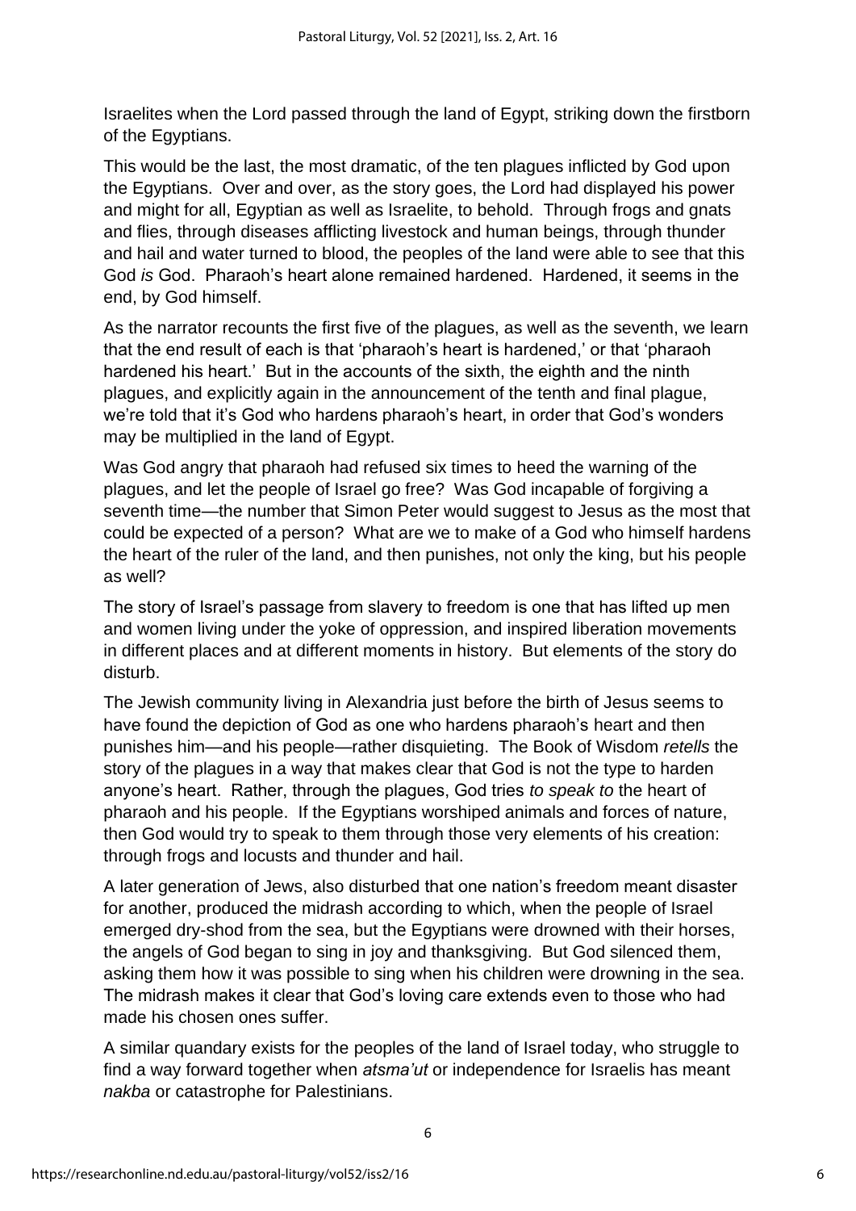Israelites when the Lord passed through the land of Egypt, striking down the firstborn of the Egyptians.

This would be the last, the most dramatic, of the ten plagues inflicted by God upon the Egyptians. Over and over, as the story goes, the Lord had displayed his power and might for all, Egyptian as well as Israelite, to behold. Through frogs and gnats and flies, through diseases afflicting livestock and human beings, through thunder and hail and water turned to blood, the peoples of the land were able to see that this God *is* God. Pharaoh's heart alone remained hardened. Hardened, it seems in the end, by God himself.

As the narrator recounts the first five of the plagues, as well as the seventh, we learn that the end result of each is that 'pharaoh's heart is hardened,' or that 'pharaoh hardened his heart.' But in the accounts of the sixth, the eighth and the ninth plagues, and explicitly again in the announcement of the tenth and final plague, we're told that it's God who hardens pharaoh's heart, in order that God's wonders may be multiplied in the land of Egypt.

Was God angry that pharaoh had refused six times to heed the warning of the plagues, and let the people of Israel go free? Was God incapable of forgiving a seventh time—the number that Simon Peter would suggest to Jesus as the most that could be expected of a person? What are we to make of a God who himself hardens the heart of the ruler of the land, and then punishes, not only the king, but his people as well?

The story of Israel's passage from slavery to freedom is one that has lifted up men and women living under the yoke of oppression, and inspired liberation movements in different places and at different moments in history. But elements of the story do disturb.

The Jewish community living in Alexandria just before the birth of Jesus seems to have found the depiction of God as one who hardens pharaoh's heart and then punishes him—and his people—rather disquieting. The Book of Wisdom *retells* the story of the plagues in a way that makes clear that God is not the type to harden anyone's heart. Rather, through the plagues, God tries *to speak to* the heart of pharaoh and his people. If the Egyptians worshiped animals and forces of nature, then God would try to speak to them through those very elements of his creation: through frogs and locusts and thunder and hail.

A later generation of Jews, also disturbed that one nation's freedom meant disaster for another, produced the midrash according to which, when the people of Israel emerged dry-shod from the sea, but the Egyptians were drowned with their horses, the angels of God began to sing in joy and thanksgiving. But God silenced them, asking them how it was possible to sing when his children were drowning in the sea. The midrash makes it clear that God's loving care extends even to those who had made his chosen ones suffer.

A similar quandary exists for the peoples of the land of Israel today, who struggle to find a way forward together when *atsma'ut* or independence for Israelis has meant *nakba* or catastrophe for Palestinians.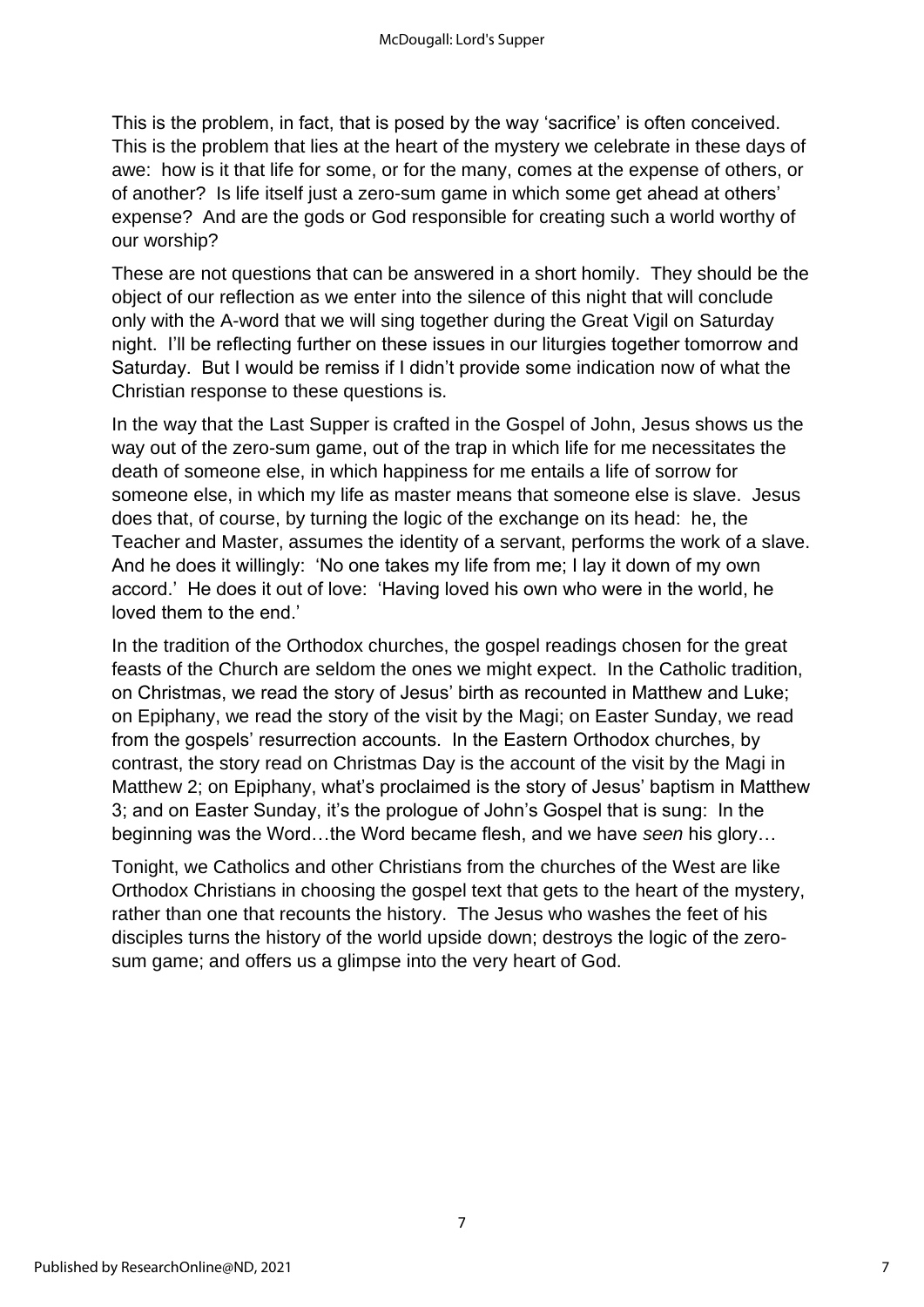This is the problem, in fact, that is posed by the way 'sacrifice' is often conceived. This is the problem that lies at the heart of the mystery we celebrate in these days of awe: how is it that life for some, or for the many, comes at the expense of others, or of another? Is life itself just a zero-sum game in which some get ahead at others' expense? And are the gods or God responsible for creating such a world worthy of our worship?

These are not questions that can be answered in a short homily. They should be the object of our reflection as we enter into the silence of this night that will conclude only with the A-word that we will sing together during the Great Vigil on Saturday night. I'll be reflecting further on these issues in our liturgies together tomorrow and Saturday. But I would be remiss if I didn't provide some indication now of what the Christian response to these questions is.

In the way that the Last Supper is crafted in the Gospel of John, Jesus shows us the way out of the zero-sum game, out of the trap in which life for me necessitates the death of someone else, in which happiness for me entails a life of sorrow for someone else, in which my life as master means that someone else is slave. Jesus does that, of course, by turning the logic of the exchange on its head: he, the Teacher and Master, assumes the identity of a servant, performs the work of a slave. And he does it willingly: 'No one takes my life from me; I lay it down of my own accord.' He does it out of love: 'Having loved his own who were in the world, he loved them to the end.'

In the tradition of the Orthodox churches, the gospel readings chosen for the great feasts of the Church are seldom the ones we might expect. In the Catholic tradition, on Christmas, we read the story of Jesus' birth as recounted in Matthew and Luke; on Epiphany, we read the story of the visit by the Magi; on Easter Sunday, we read from the gospels' resurrection accounts. In the Eastern Orthodox churches, by contrast, the story read on Christmas Day is the account of the visit by the Magi in Matthew 2; on Epiphany, what's proclaimed is the story of Jesus' baptism in Matthew 3; and on Easter Sunday, it's the prologue of John's Gospel that is sung: In the beginning was the Word…the Word became flesh, and we have *seen* his glory…

Tonight, we Catholics and other Christians from the churches of the West are like Orthodox Christians in choosing the gospel text that gets to the heart of the mystery, rather than one that recounts the history. The Jesus who washes the feet of his disciples turns the history of the world upside down; destroys the logic of the zero-sum game; and offers us a glimpse into the very heart of God.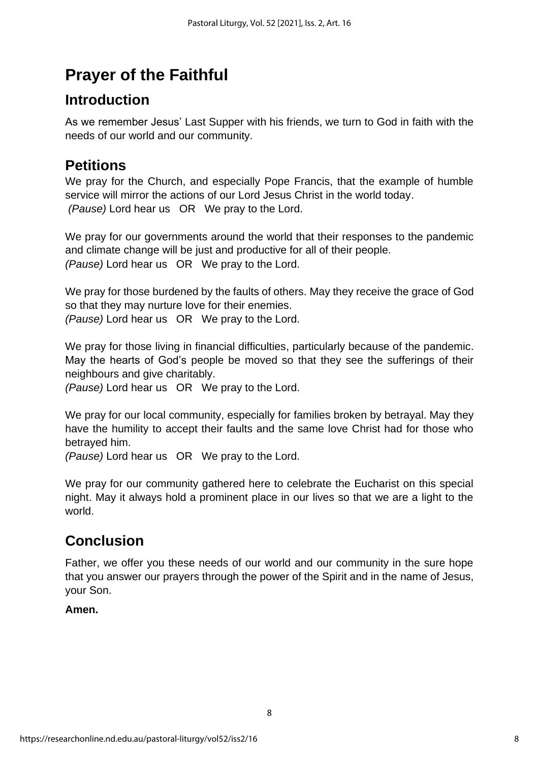# Prayer of the Faithful

## Introduction

As we remember Jesus' Last Supper with his friends, we turn to God in faith with the needs of our world and our community.

## Petitions

We pray for the Church, and especially Pope Francis, that the example of humble service will mirror the actions of our Lord Jesus Christ in the world today.
*(Pause)* Lord hear us OR We pray to the Lord.

We pray for our governments around the world that their responses to the pandemic and climate change will be just and productive for all of their people.
*(Pause)* Lord hear us OR We pray to the Lord.

We pray for those burdened by the faults of others. May they receive the grace of God so that they may nurture love for their enemies.
*(Pause)* Lord hear us OR We pray to the Lord.

We pray for those living in financial difficulties, particularly because of the pandemic. May the hearts of God's people be moved so that they see the sufferings of their neighbours and give charitably.
*(Pause)* Lord hear us OR We pray to the Lord.

We pray for our local community, especially for families broken by betrayal. May they have the humility to accept their faults and the same love Christ had for those who betrayed him.
*(Pause)* Lord hear us OR We pray to the Lord.

We pray for our community gathered here to celebrate the Eucharist on this special night. May it always hold a prominent place in our lives so that we are a light to the world.

## Conclusion

Father, we offer you these needs of our world and our community in the sure hope that you answer our prayers through the power of the Spirit and in the name of Jesus, your Son.

**Amen.**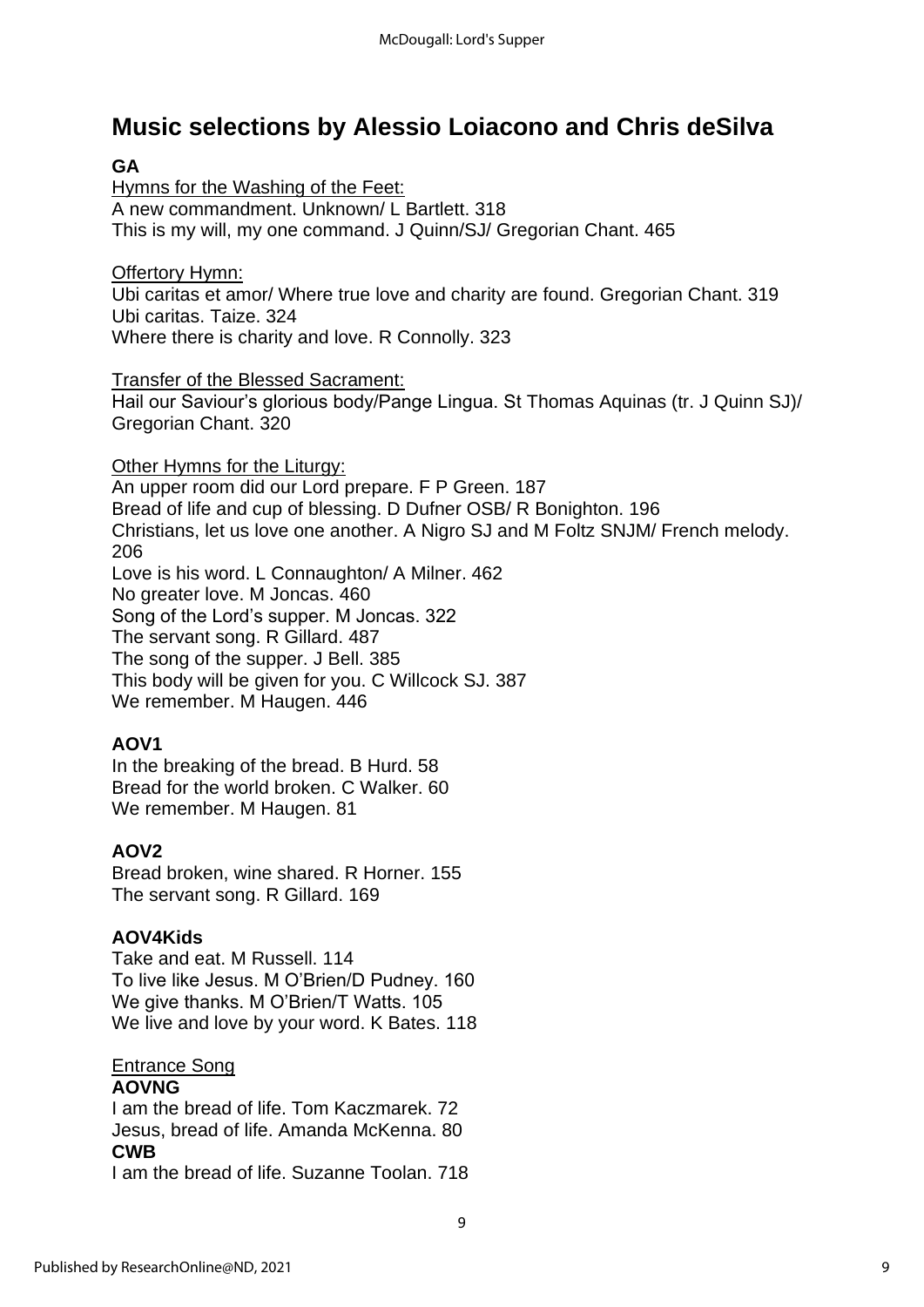## Music selections by Alessio Loiacono and Chris deSilva

**GA**

Hymns for the Washing of the Feet:

A new commandment. Unknown/ L Bartlett. 318
This is my will, my one command. J Quinn/SJ/ Gregorian Chant. 465

Offertory Hymn:

Ubi caritas et amor/ Where true love and charity are found. Gregorian Chant. 319
Ubi caritas. Taize. 324
Where there is charity and love. R Connolly. 323

Transfer of the Blessed Sacrament:

Hail our Saviour's glorious body/Pange Lingua. St Thomas Aquinas (tr. J Quinn SJ)/ Gregorian Chant. 320

Other Hymns for the Liturgy:

An upper room did our Lord prepare. F P Green. 187
Bread of life and cup of blessing. D Dufner OSB/ R Bonighton. 196
Christians, let us love one another. A Nigro SJ and M Foltz SNJM/ French melody. 206
Love is his word. L Connaughton/ A Milner. 462
No greater love. M Joncas. 460
Song of the Lord's supper. M Joncas. 322
The servant song. R Gillard. 487
The song of the supper. J Bell. 385
This body will be given for you. C Willcock SJ. 387
We remember. M Haugen. 446

**AOV1**

In the breaking of the bread. B Hurd. 58
Bread for the world broken. C Walker. 60
We remember. M Haugen. 81

**AOV2**

Bread broken, wine shared. R Horner. 155
The servant song. R Gillard. 169

**AOV4Kids**

Take and eat. M Russell. 114
To live like Jesus. M O'Brien/D Pudney. 160
We give thanks. M O'Brien/T Watts. 105
We live and love by your word. K Bates. 118

Entrance Song

**AOVNG**

I am the bread of life. Tom Kaczmarek. 72
Jesus, bread of life. Amanda McKenna. 80

**CWB**

I am the bread of life. Suzanne Toolan. 718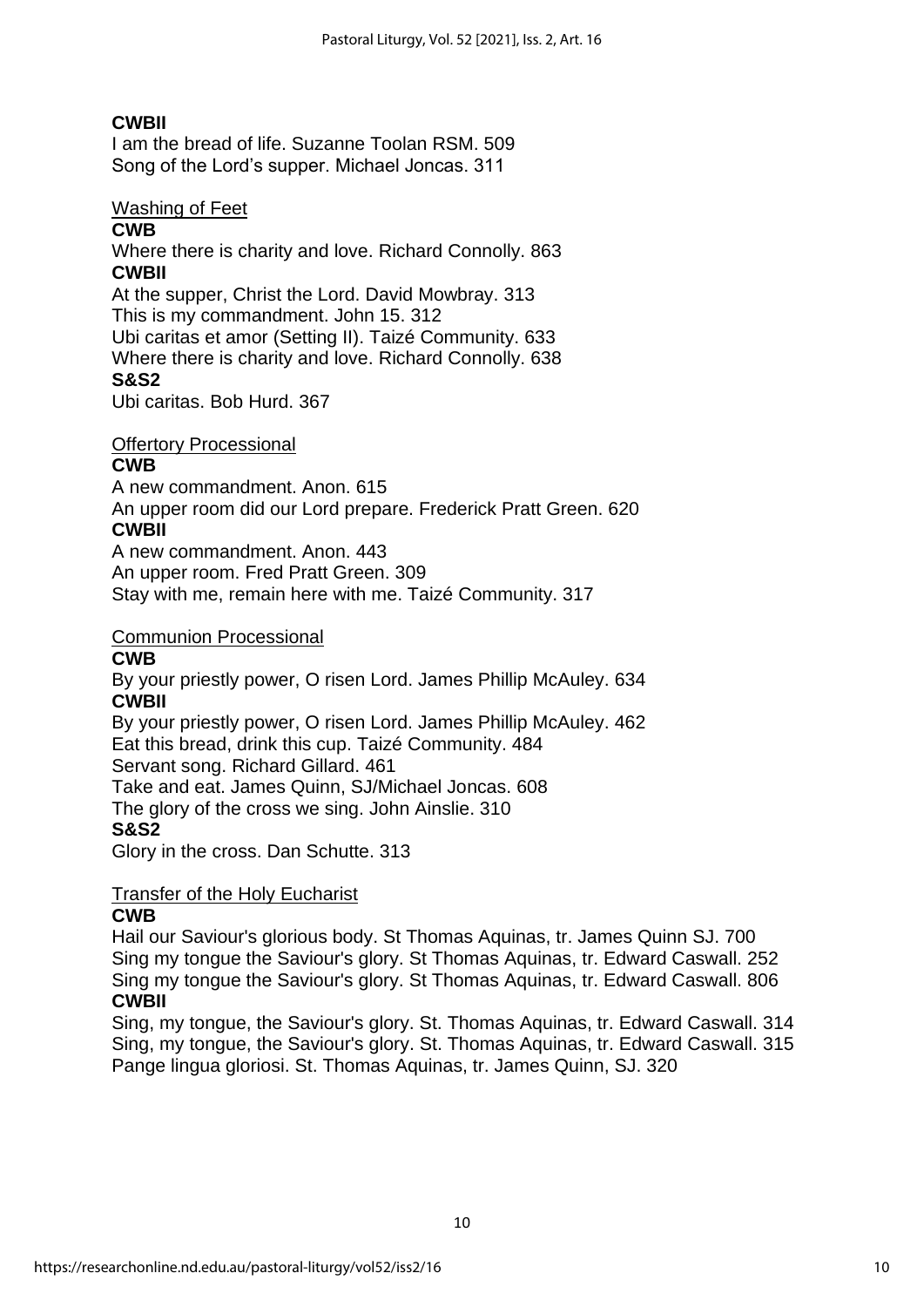**CWBII**

I am the bread of life. Suzanne Toolan RSM. 509
Song of the Lord's supper. Michael Joncas. 311

Washing of Feet

**CWB**

Where there is charity and love. Richard Connolly. 863

**CWBII**

At the supper, Christ the Lord. David Mowbray. 313
This is my commandment. John 15. 312
Ubi caritas et amor (Setting II). Taizé Community. 633
Where there is charity and love. Richard Connolly. 638

**S&S2**

Ubi caritas. Bob Hurd. 367

Offertory Processional

**CWB**

A new commandment. Anon. 615
An upper room did our Lord prepare. Frederick Pratt Green. 620

**CWBII**

A new commandment. Anon. 443
An upper room. Fred Pratt Green. 309
Stay with me, remain here with me. Taizé Community. 317

Communion Processional

**CWB**

By your priestly power, O risen Lord. James Phillip McAuley. 634

**CWBII**

By your priestly power, O risen Lord. James Phillip McAuley. 462
Eat this bread, drink this cup. Taizé Community. 484
Servant song. Richard Gillard. 461
Take and eat. James Quinn, SJ/Michael Joncas. 608
The glory of the cross we sing. John Ainslie. 310

**S&S2**

Glory in the cross. Dan Schutte. 313

Transfer of the Holy Eucharist

**CWB**

Hail our Saviour's glorious body. St Thomas Aquinas, tr. James Quinn SJ. 700
Sing my tongue the Saviour's glory. St Thomas Aquinas, tr. Edward Caswall. 252
Sing my tongue the Saviour's glory. St Thomas Aquinas, tr. Edward Caswall. 806

**CWBII**

Sing, my tongue, the Saviour's glory. St. Thomas Aquinas, tr. Edward Caswall. 314
Sing, my tongue, the Saviour's glory. St. Thomas Aquinas, tr. Edward Caswall. 315
Pange lingua gloriosi. St. Thomas Aquinas, tr. James Quinn, SJ. 320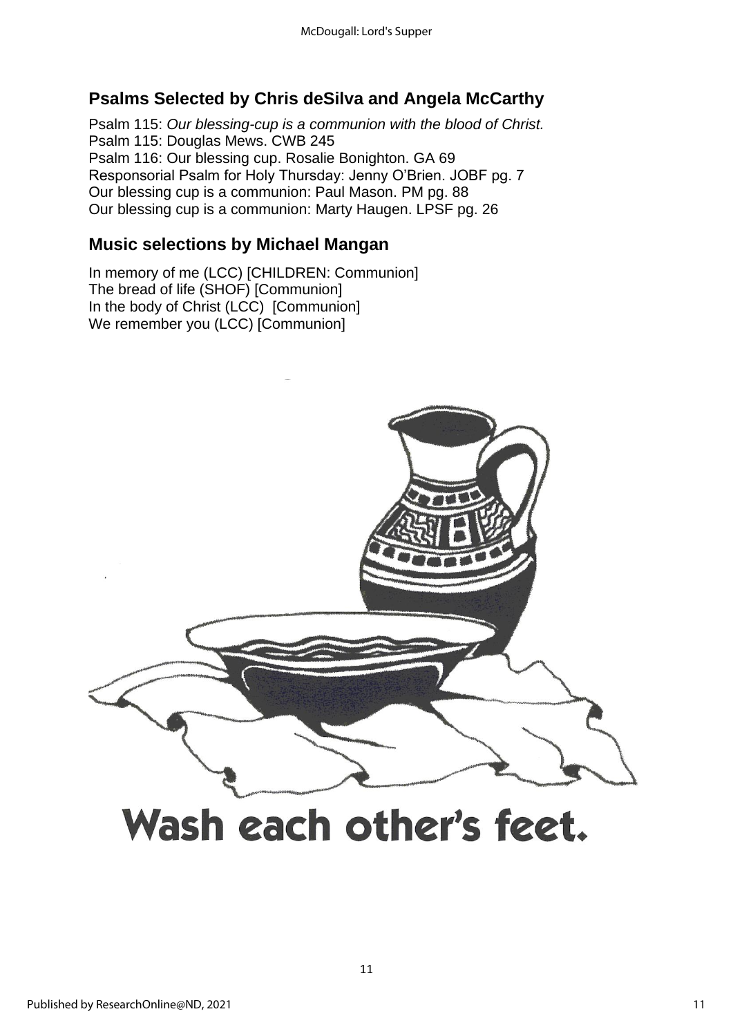## Psalms Selected by Chris deSilva and Angela McCarthy

Psalm 115: *Our blessing-cup is a communion with the blood of Christ.*
Psalm 115: Douglas Mews. CWB 245
Psalm 116: Our blessing cup. Rosalie Bonighton. GA 69
Responsorial Psalm for Holy Thursday: Jenny O'Brien. JOBF pg. 7
Our blessing cup is a communion: Paul Mason. PM pg. 88
Our blessing cup is a communion: Marty Haugen. LPSF pg. 26

## Music selections by Michael Mangan

In memory of me (LCC) [CHILDREN: Communion]
The bread of life (SHOF) [Communion]
In the body of Christ (LCC) [Communion]
We remember you (LCC) [Communion]

Wash each other's feet.